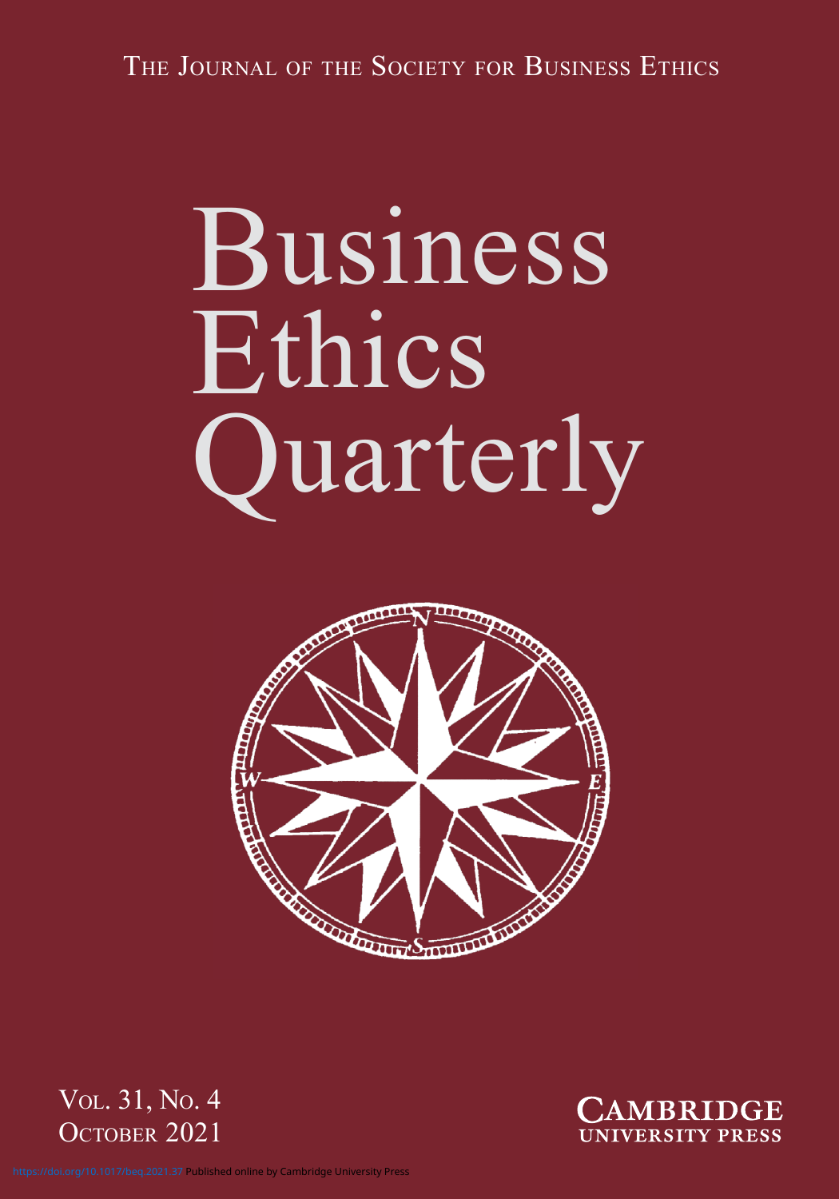THE JOURNAL OF THE SOCIETY FOR BUSINESS ETHICS

# Business Ethics Quarterly

VOL. 31, NO. 4
OCTOBER 2021

CAMBRIDGE UNIVERSITY PRESS

https://doi.org/10.1017/beq.2021.37 Published online by Cambridge University Press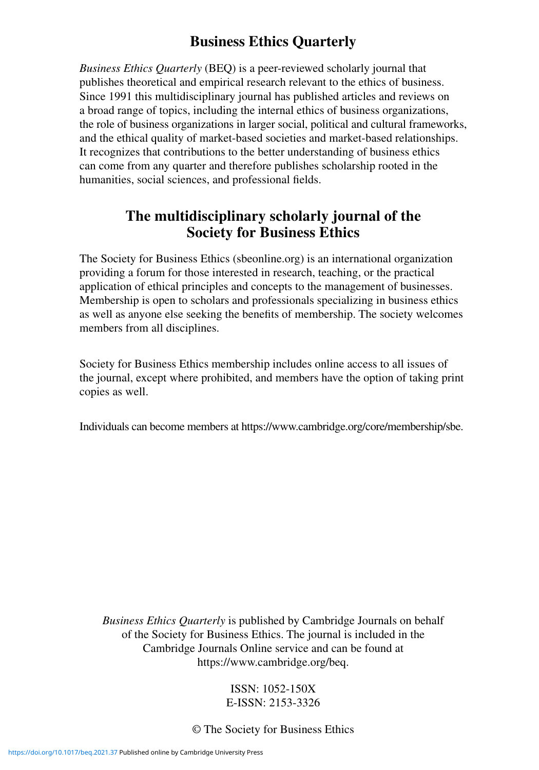# Business Ethics Quarterly

*Business Ethics Quarterly* (BEQ) is a peer-reviewed scholarly journal that publishes theoretical and empirical research relevant to the ethics of business. Since 1991 this multidisciplinary journal has published articles and reviews on a broad range of topics, including the internal ethics of business organizations, the role of business organizations in larger social, political and cultural frameworks, and the ethical quality of market-based societies and market-based relationships. It recognizes that contributions to the better understanding of business ethics can come from any quarter and therefore publishes scholarship rooted in the humanities, social sciences, and professional fields.

## The multidisciplinary scholarly journal of the Society for Business Ethics

The Society for Business Ethics (sbeonline.org) is an international organization providing a forum for those interested in research, teaching, or the practical application of ethical principles and concepts to the management of businesses. Membership is open to scholars and professionals specializing in business ethics as well as anyone else seeking the benefits of membership. The society welcomes members from all disciplines.

Society for Business Ethics membership includes online access to all issues of the journal, except where prohibited, and members have the option of taking print copies as well.

Individuals can become members at https://www.cambridge.org/core/membership/sbe.

*Business Ethics Quarterly* is published by Cambridge Journals on behalf of the Society for Business Ethics. The journal is included in the Cambridge Journals Online service and can be found at https://www.cambridge.org/beq.

ISSN: 1052-150X
E-ISSN: 2153-3326

© The Society for Business Ethics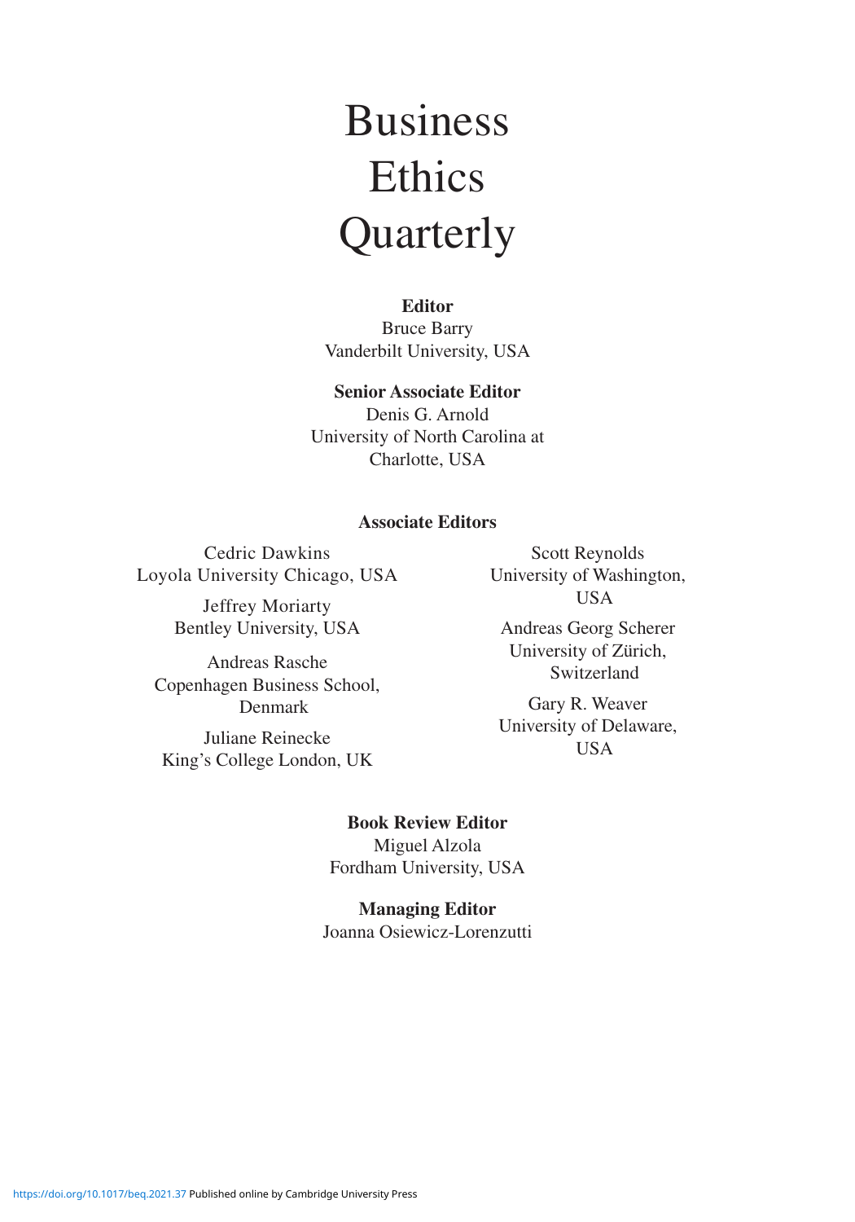# Business Ethics Quarterly

**Editor**

Bruce Barry
Vanderbilt University, USA

**Senior Associate Editor**

Denis G. Arnold
University of North Carolina at Charlotte, USA

**Associate Editors**

Cedric Dawkins
Loyola University Chicago, USA

Jeffrey Moriarty
Bentley University, USA

Andreas Rasche
Copenhagen Business School, Denmark

Juliane Reinecke
King's College London, UK

Scott Reynolds
University of Washington, USA

Andreas Georg Scherer
University of Zürich, Switzerland

Gary R. Weaver
University of Delaware, USA

**Book Review Editor**

Miguel Alzola
Fordham University, USA

**Managing Editor**

Joanna Osiewicz-Lorenzutti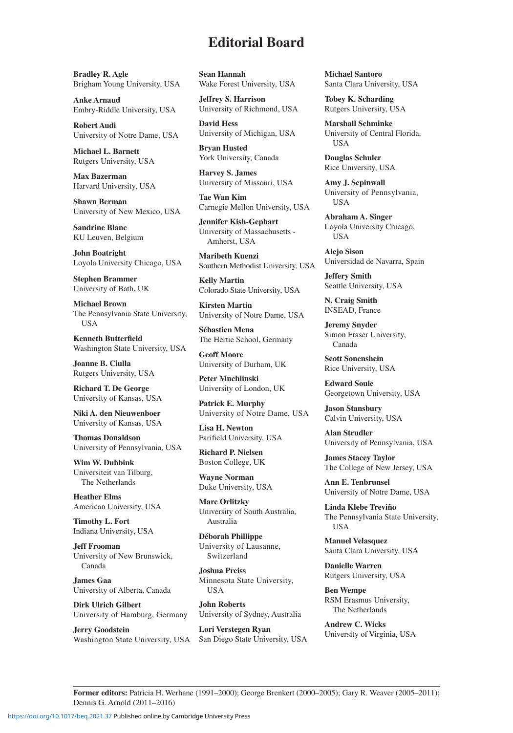# Editorial Board

**Bradley R. Agle**
Brigham Young University, USA

**Anke Arnaud**
Embry-Riddle University, USA

**Robert Audi**
University of Notre Dame, USA

**Michael L. Barnett**
Rutgers University, USA

**Max Bazerman**
Harvard University, USA

**Shawn Berman**
University of New Mexico, USA

**Sandrine Blanc**
KU Leuven, Belgium

**John Boatright**
Loyola University Chicago, USA

**Stephen Brammer**
University of Bath, UK

**Michael Brown**
The Pennsylvania State University, USA

**Kenneth Butterfield**
Washington State University, USA

**Joanne B. Ciulla**
Rutgers University, USA

**Richard T. De George**
University of Kansas, USA

**Niki A. den Nieuwenboer**
University of Kansas, USA

**Thomas Donaldson**
University of Pennsylvania, USA

**Wim W. Dubbink**
Universiteit van Tilburg, The Netherlands

**Heather Elms**
American University, USA

**Timothy L. Fort**
Indiana University, USA

**Jeff Frooman**
University of New Brunswick, Canada

**James Gaa**
University of Alberta, Canada

**Dirk Ulrich Gilbert**
University of Hamburg, Germany

**Jerry Goodstein**
Washington State University, USA

**Sean Hannah**
Wake Forest University, USA

**Jeffrey S. Harrison**
University of Richmond, USA

**David Hess**
University of Michigan, USA

**Bryan Husted**
York University, Canada

**Harvey S. James**
University of Missouri, USA

**Tae Wan Kim**
Carnegie Mellon University, USA

**Jennifer Kish-Gephart**
University of Massachusetts - Amherst, USA

**Maribeth Kuenzi**
Southern Methodist University, USA

**Kelly Martin**
Colorado State University, USA

**Kirsten Martin**
University of Notre Dame, USA

**Sébastien Mena**
The Hertie School, Germany

**Geoff Moore**
University of Durham, UK

**Peter Muchlinski**
University of London, UK

**Patrick E. Murphy**
University of Notre Dame, USA

**Lisa H. Newton**
Farifield University, USA

**Richard P. Nielsen**
Boston College, UK

**Wayne Norman**
Duke University, USA

**Marc Orlitzky**
University of South Australia, Australia

**Déborah Phillippe**
University of Lausanne, Switzerland

**Joshua Preiss**
Minnesota State University, USA

**John Roberts**
University of Sydney, Australia

**Lori Verstegen Ryan**
San Diego State University, USA

**Michael Santoro**
Santa Clara University, USA

**Tobey K. Scharding**
Rutgers University, USA

**Marshall Schminke**
University of Central Florida, USA

**Douglas Schuler**
Rice University, USA

**Amy J. Sepinwall**
University of Pennsylvania, USA

**Abraham A. Singer**
Loyola University Chicago, USA

**Alejo Sison**
Universidad de Navarra, Spain

**Jeffery Smith**
Seattle University, USA

**N. Craig Smith**
INSEAD, France

**Jeremy Snyder**
Simon Fraser University, Canada

**Scott Sonenshein**
Rice University, USA

**Edward Soule**
Georgetown University, USA

**Jason Stansbury**
Calvin University, USA

**Alan Strudler**
University of Pennsylvania, USA

**James Stacey Taylor**
The College of New Jersey, USA

**Ann E. Tenbrunsel**
University of Notre Dame, USA

**Linda Klebe Treviño**
The Pennsylvania State University, USA

**Manuel Velasquez**
Santa Clara University, USA

**Danielle Warren**
Rutgers University, USA

**Ben Wempe**
RSM Erasmus University, The Netherlands

**Andrew C. Wicks**
University of Virginia, USA

---

**Former editors:** Patricia H. Werhane (1991–2000); George Brenkert (2000–2005); Gary R. Weaver (2005–2011); Dennis G. Arnold (2011–2016)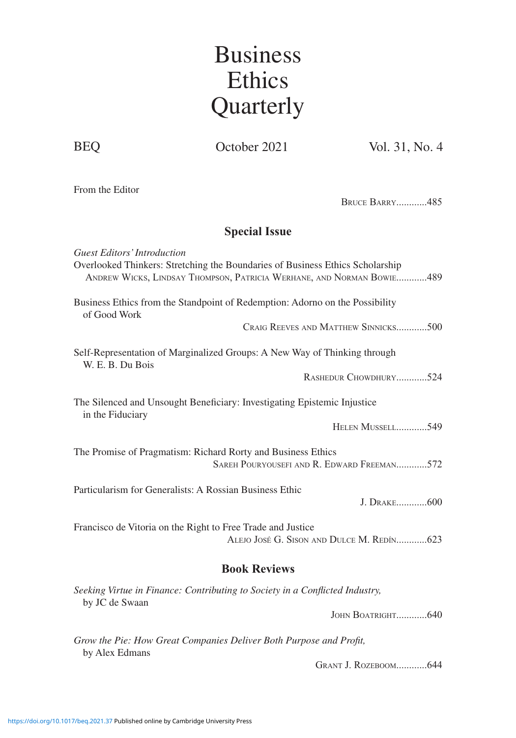# Business Ethics Quarterly

BEQ October 2021 Vol. 31, No. 4

From the Editor

Bruce Barry............485

## Special Issue

*Guest Editors' Introduction*
Overlooked Thinkers: Stretching the Boundaries of Business Ethics Scholarship
Andrew Wicks, Lindsay Thompson, Patricia Werhane, and Norman Bowie............489

Business Ethics from the Standpoint of Redemption: Adorno on the Possibility of Good Work
Craig Reeves and Matthew Sinnicks............500

Self-Representation of Marginalized Groups: A New Way of Thinking through W. E. B. Du Bois
Rashedur Chowdhury............524

The Silenced and Unsought Beneficiary: Investigating Epistemic Injustice in the Fiduciary
Helen Mussell............549

The Promise of Pragmatism: Richard Rorty and Business Ethics
Sareh Pouryousefi and R. Edward Freeman............572

Particularism for Generalists: A Rossian Business Ethic
J. Drake............600

Francisco de Vitoria on the Right to Free Trade and Justice
Alejo José G. Sison and Dulce M. Redín............623

## Book Reviews

*Seeking Virtue in Finance: Contributing to Society in a Conflicted Industry,* by JC de Swaan
John Boatright............640

*Grow the Pie: How Great Companies Deliver Both Purpose and Profit,* by Alex Edmans
Grant J. Rozeboom............644

https://doi.org/10.1017/beq.2021.37 Published online by Cambridge University Press